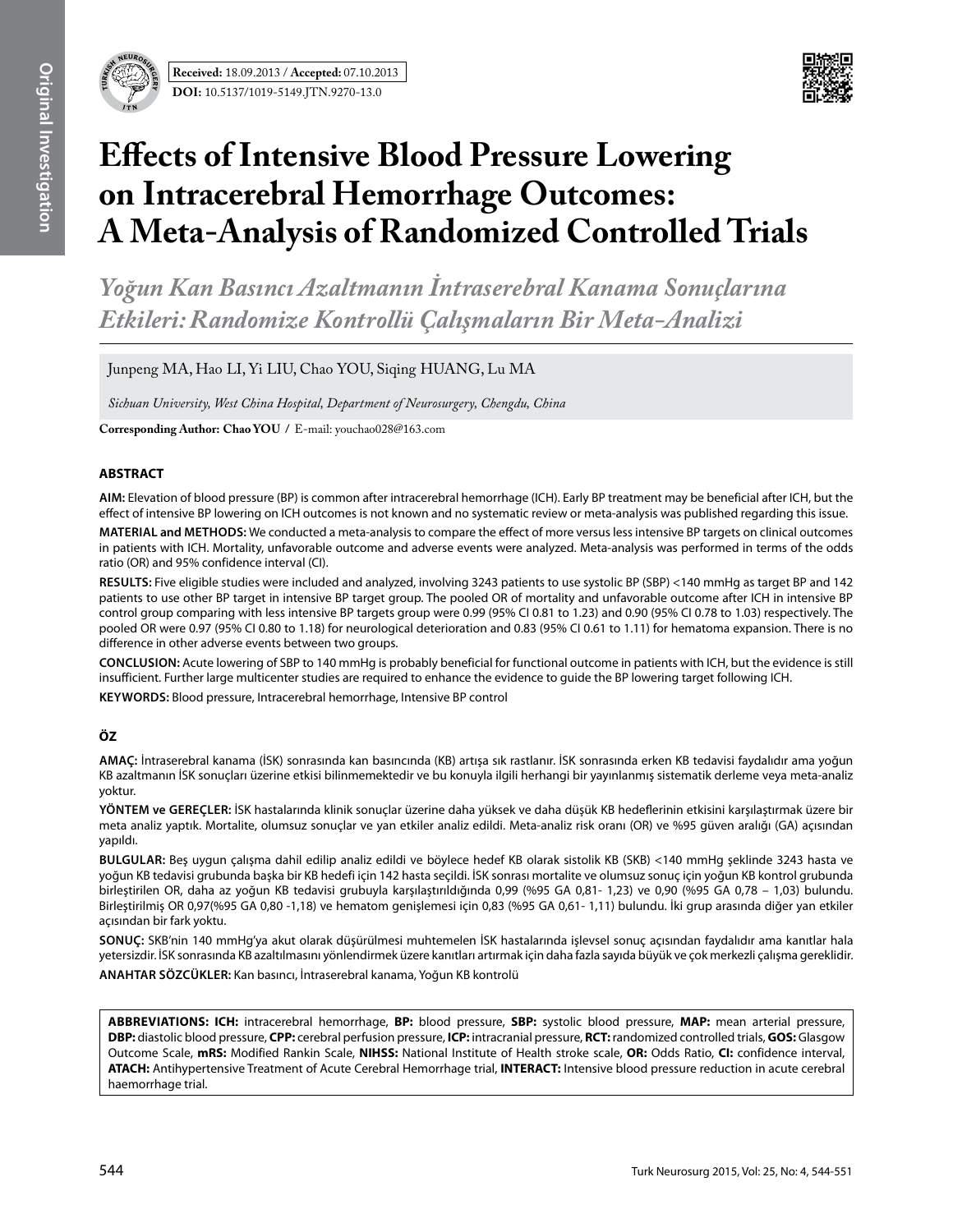**Received:** 18.09.2013 / **Accepted:** 07.10.2013

**DOI:** 10.5137/1019-5149.JTN.9270-13.0

# Effects of Intensive Blood Pressure Lowering on Intracerebral Hemorrhage Outcomes: A Meta-Analysis of Randomized Controlled Trials

## *Yoğun Kan Basıncı Azaltmanın İntraserebral Kanama Sonuçlarına Etkileri: Randomize Kontrollü Çalışmaların Bir Meta-Analizi*

Junpeng MA, Hao LI, Yi LIU, Chao YOU, Siqing HUANG, Lu MA

*Sichuan University, West China Hospital, Department of Neurosurgery, Chengdu, China*

**Corresponding Author: Chao YOU /** E-mail: youchao028@163.com

### ABSTRACT

**AIM:** Elevation of blood pressure (BP) is common after intracerebral hemorrhage (ICH). Early BP treatment may be beneficial after ICH, but the effect of intensive BP lowering on ICH outcomes is not known and no systematic review or meta-analysis was published regarding this issue.

**MATERIAL and METHODS:** We conducted a meta-analysis to compare the effect of more versus less intensive BP targets on clinical outcomes in patients with ICH. Mortality, unfavorable outcome and adverse events were analyzed. Meta-analysis was performed in terms of the odds ratio (OR) and 95% confidence interval (CI).

**RESULTS:** Five eligible studies were included and analyzed, involving 3243 patients to use systolic BP (SBP) <140 mmHg as target BP and 142 patients to use other BP target in intensive BP target group. The pooled OR of mortality and unfavorable outcome after ICH in intensive BP control group comparing with less intensive BP targets group were 0.99 (95% CI 0.81 to 1.23) and 0.90 (95% CI 0.78 to 1.03) respectively. The pooled OR were 0.97 (95% CI 0.80 to 1.18) for neurological deterioration and 0.83 (95% CI 0.61 to 1.11) for hematoma expansion. There is no difference in other adverse events between two groups.

**CONCLUSION:** Acute lowering of SBP to 140 mmHg is probably beneficial for functional outcome in patients with ICH, but the evidence is still insufficient. Further large multicenter studies are required to enhance the evidence to guide the BP lowering target following ICH.

**KEYWORDS:** Blood pressure, Intracerebral hemorrhage, Intensive BP control

### ÖZ

**AMAÇ:** İntraserebral kanama (İSK) sonrasında kan basıncında (KB) artışa sık rastlanır. İSK sonrasında erken KB tedavisi faydalıdır ama yoğun KB azaltmanın İSK sonuçları üzerine etkisi bilinmemektedir ve bu konuyla ilgili herhangi bir yayınlanmış sistematik derleme veya meta-analiz yoktur.

**YÖNTEM ve GEREÇLER:** İSK hastalarında klinik sonuçlar üzerine daha yüksek ve daha düşük KB hedeflerinin etkisini karşılaştırmak üzere bir meta analiz yaptık. Mortalite, olumsuz sonuçlar ve yan etkiler analiz edildi. Meta-analiz risk oranı (OR) ve %95 güven aralığı (GA) açısından yapıldı.

**BULGULAR:** Beş uygun çalışma dahil edilip analiz edildi ve böylece hedef KB olarak sistolik KB (SKB) <140 mmHg şeklinde 3243 hasta ve yoğun KB tedavisi grubunda başka bir KB hedefi için 142 hasta seçildi. İSK sonrası mortalite ve olumsuz sonuç için yoğun KB kontrol grubunda birleştirilen OR, daha az yoğun KB tedavisi grubuyla karşılaştırıldığında 0,99 (%95 GA 0,81- 1,23) ve 0,90 (%95 GA 0,78 – 1,03) bulundu. Birleştirilmiş OR 0,97(%95 GA 0,80 -1,18) ve hematom genişlemesi için 0,83 (%95 GA 0,61- 1,11) bulundu. İki grup arasında diğer yan etkiler açısından bir fark yoktu.

**SONUÇ:** SKB'nin 140 mmHg'ya akut olarak düşürülmesi muhtemelen İSK hastalarında işlevsel sonuç açısından faydalıdır ama kanıtlar hala yetersizdir. İSK sonrasında KB azaltılmasını yönlendirmek üzere kanıtları artırmak için daha fazla sayıda büyük ve çok merkezli çalışma gereklidir.

**ANAHTAR SÖZCÜKLER:** Kan basıncı, İntraserebral kanama, Yoğun KB kontrolü

**ABBREVIATIONS: ICH:** intracerebral hemorrhage, **BP:** blood pressure, **SBP:** systolic blood pressure, **MAP:** mean arterial pressure, **DBP:** diastolic blood pressure, **CPP:** cerebral perfusion pressure, **ICP:** intracranial pressure, **RCT:** randomized controlled trials, **GOS:** Glasgow Outcome Scale, **mRS:** Modified Rankin Scale, **NIHSS:** National Institute of Health stroke scale, **OR:** Odds Ratio, **CI:** confidence interval, **ATACH:** Antihypertensive Treatment of Acute Cerebral Hemorrhage trial, **INTERACT:** Intensive blood pressure reduction in acute cerebral haemorrhage trial.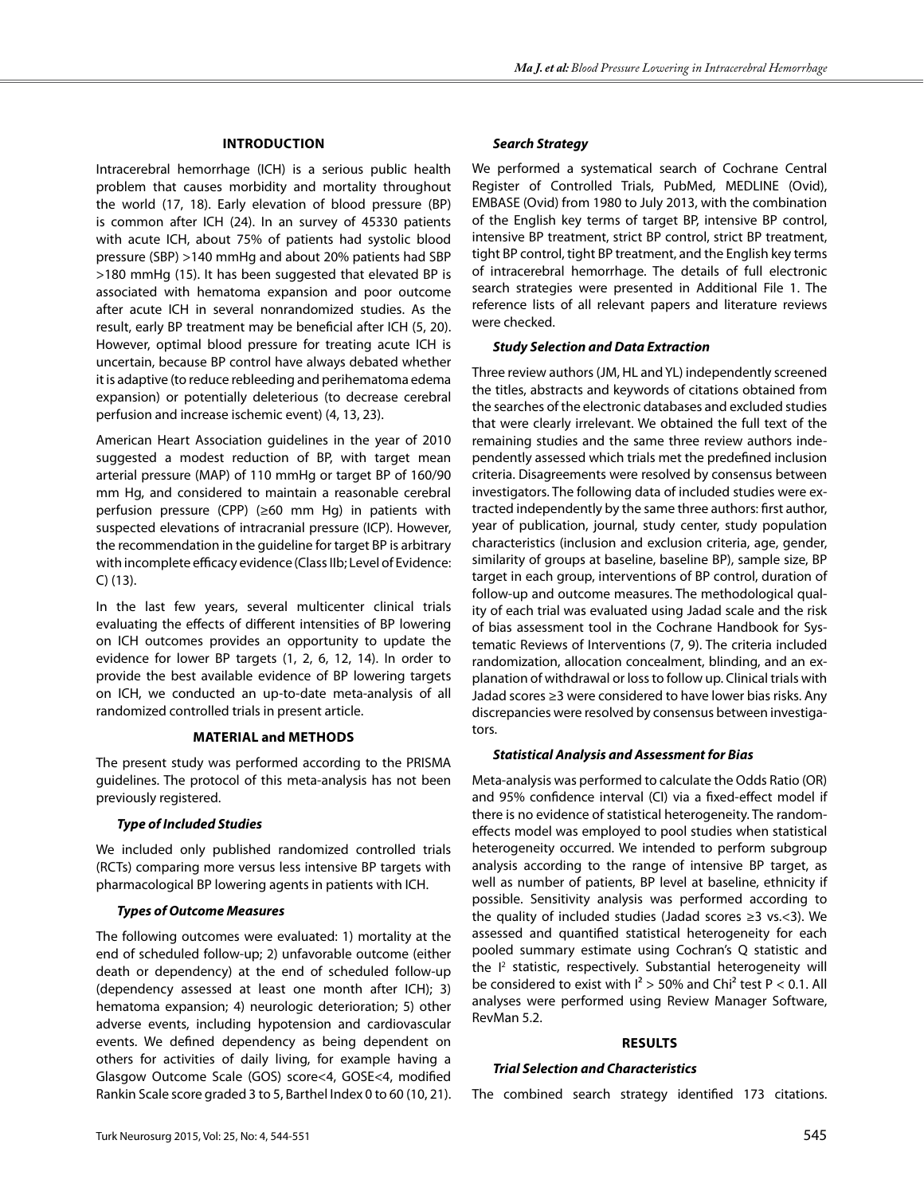## INTRODUCTION

Intracerebral hemorrhage (ICH) is a serious public health problem that causes morbidity and mortality throughout the world (17, 18). Early elevation of blood pressure (BP) is common after ICH (24). In an survey of 45330 patients with acute ICH, about 75% of patients had systolic blood pressure (SBP) >140 mmHg and about 20% patients had SBP >180 mmHg (15). It has been suggested that elevated BP is associated with hematoma expansion and poor outcome after acute ICH in several nonrandomized studies. As the result, early BP treatment may be beneficial after ICH (5, 20). However, optimal blood pressure for treating acute ICH is uncertain, because BP control have always debated whether it is adaptive (to reduce rebleeding and perihematoma edema expansion) or potentially deleterious (to decrease cerebral perfusion and increase ischemic event) (4, 13, 23).

American Heart Association guidelines in the year of 2010 suggested a modest reduction of BP, with target mean arterial pressure (MAP) of 110 mmHg or target BP of 160/90 mm Hg, and considered to maintain a reasonable cerebral perfusion pressure (CPP) (≥60 mm Hg) in patients with suspected elevations of intracranial pressure (ICP). However, the recommendation in the guideline for target BP is arbitrary with incomplete efficacy evidence (Class IIb; Level of Evidence: C) (13).

In the last few years, several multicenter clinical trials evaluating the effects of different intensities of BP lowering on ICH outcomes provides an opportunity to update the evidence for lower BP targets (1, 2, 6, 12, 14). In order to provide the best available evidence of BP lowering targets on ICH, we conducted an up-to-date meta-analysis of all randomized controlled trials in present article.

## MATERIAL and METHODS

The present study was performed according to the PRISMA guidelines. The protocol of this meta-analysis has not been previously registered.

### *Type of Included Studies*

We included only published randomized controlled trials (RCTs) comparing more versus less intensive BP targets with pharmacological BP lowering agents in patients with ICH.

### *Types of Outcome Measures*

The following outcomes were evaluated: 1) mortality at the end of scheduled follow-up; 2) unfavorable outcome (either death or dependency) at the end of scheduled follow-up (dependency assessed at least one month after ICH); 3) hematoma expansion; 4) neurologic deterioration; 5) other adverse events, including hypotension and cardiovascular events. We defined dependency as being dependent on others for activities of daily living, for example having a Glasgow Outcome Scale (GOS) score<4, GOSE<4, modified Rankin Scale score graded 3 to 5, Barthel Index 0 to 60 (10, 21).

### *Search Strategy*

We performed a systematical search of Cochrane Central Register of Controlled Trials, PubMed, MEDLINE (Ovid), EMBASE (Ovid) from 1980 to July 2013, with the combination of the English key terms of target BP, intensive BP control, intensive BP treatment, strict BP control, strict BP treatment, tight BP control, tight BP treatment, and the English key terms of intracerebral hemorrhage. The details of full electronic search strategies were presented in Additional File 1. The reference lists of all relevant papers and literature reviews were checked.

### *Study Selection and Data Extraction*

Three review authors (JM, HL and YL) independently screened the titles, abstracts and keywords of citations obtained from the searches of the electronic databases and excluded studies that were clearly irrelevant. We obtained the full text of the remaining studies and the same three review authors independently assessed which trials met the predefined inclusion criteria. Disagreements were resolved by consensus between investigators. The following data of included studies were extracted independently by the same three authors: first author, year of publication, journal, study center, study population characteristics (inclusion and exclusion criteria, age, gender, similarity of groups at baseline, baseline BP), sample size, BP target in each group, interventions of BP control, duration of follow-up and outcome measures. The methodological quality of each trial was evaluated using Jadad scale and the risk of bias assessment tool in the Cochrane Handbook for Systematic Reviews of Interventions (7, 9). The criteria included randomization, allocation concealment, blinding, and an explanation of withdrawal or loss to follow up. Clinical trials with Jadad scores ≥3 were considered to have lower bias risks. Any discrepancies were resolved by consensus between investigators.

### *Statistical Analysis and Assessment for Bias*

Meta-analysis was performed to calculate the Odds Ratio (OR) and 95% confidence interval (CI) via a fixed-effect model if there is no evidence of statistical heterogeneity. The random-effects model was employed to pool studies when statistical heterogeneity occurred. We intended to perform subgroup analysis according to the range of intensive BP target, as well as number of patients, BP level at baseline, ethnicity if possible. Sensitivity analysis was performed according to the quality of included studies (Jadad scores ≥3 vs.<3). We assessed and quantified statistical heterogeneity for each pooled summary estimate using Cochran's Q statistic and the $I^2$ statistic, respectively. Substantial heterogeneity will be considered to exist with $I^2 > 50\%$ and $Chi^2$ test $P < 0.1$. All analyses were performed using Review Manager Software, RevMan 5.2.

## RESULTS

### *Trial Selection and Characteristics*

The combined search strategy identified 173 citations.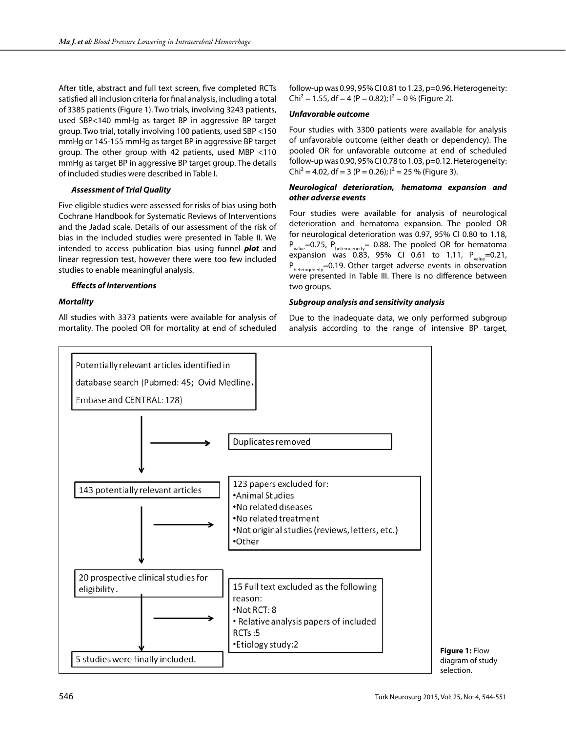After title, abstract and full text screen, five completed RCTs satisfied all inclusion criteria for final analysis, including a total of 3385 patients (Figure 1). Two trials, involving 3243 patients, used SBP<140 mmHg as target BP in aggressive BP target group. Two trial, totally involving 100 patients, used SBP <150 mmHg or 145-155 mmHg as target BP in aggressive BP target group. The other group with 42 patients, used MBP <110 mmHg as target BP in aggressive BP target group. The details of included studies were described in Table I.

### *Assessment of Trial Quality*

Five eligible studies were assessed for risks of bias using both Cochrane Handbook for Systematic Reviews of Interventions and the Jadad scale. Details of our assessment of the risk of bias in the included studies were presented in Table II. We intended to access publication bias using funnel ***plot*** and linear regression test, however there were too few included studies to enable meaningful analysis.

### *Effects of Interventions*

#### *Mortality*

All studies with 3373 patients were available for analysis of mortality. The pooled OR for mortality at end of scheduled follow-up was 0.99, 95% CI 0.81 to 1.23, p=0.96. Heterogeneity: $Chi^2 = 1.55$, df = 4 (P = 0.82); $I^2 = 0$ % (Figure 2).

#### *Unfavorable outcome*

Four studies with 3300 patients were available for analysis of unfavorable outcome (either death or dependency). The pooled OR for unfavorable outcome at end of scheduled follow-up was 0.90, 95% CI 0.78 to 1.03, p=0.12. Heterogeneity: $Chi^2 = 4.02$, df = 3 (P = 0.26); $I^2 = 25$ % (Figure 3).

#### *Neurological deterioration, hematoma expansion and other adverse events*

Four studies were available for analysis of neurological deterioration and hematoma expansion. The pooled OR for neurological deterioration was 0.97, 95% CI 0.80 to 1.18, $P_{value}=0.75$, $P_{heterogeneity}= 0.88$. The pooled OR for hematoma expansion was 0.83, 95% CI 0.61 to 1.11, $P_{value}=0.21$, $P_{heterogeneity}=0.19$. Other target adverse events in observation were presented in Table III. There is no difference between two groups.

#### *Subgroup analysis and sensitivity analysis*

Due to the inadequate data, we only performed subgroup analysis according to the range of intensive BP target,

Potentially relevant articles identified in database search (Pubmed: 45; Ovid Medline, Embase and CENTRAL: 128)

→ Duplicates removed

143 potentially relevant articles

→ 123 papers excluded for:
- Animal Studies
- No related diseases
- No related treatment
- Not original studies (reviews, letters, etc.)
- Other

20 prospective clinical studies for eligibility.

→ 15 Full text excluded as the following reason:
- Not RCT: 8
- Relative analysis papers of included RCTs :5
- Etiology study:2

5 studies were finally included.

**Figure 1:** Flow diagram of study selection.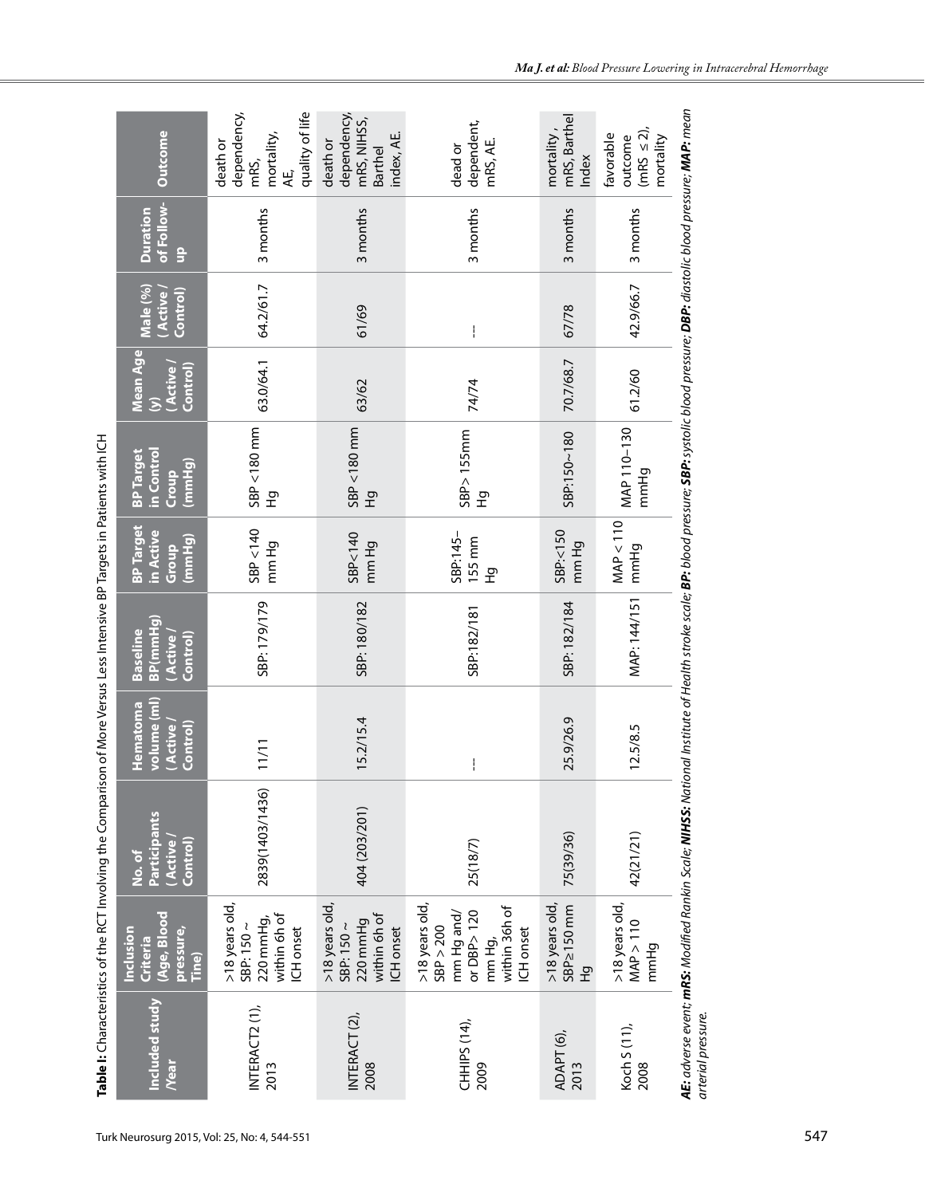**Table I:** Characteristics of the RCT Involving the Comparison of More Versus Less Intensive BP Targets in Patients with ICH

| Included study /Year | Inclusion Criteria (Age, Blood pressure, Tine) | No. of Participants (Active / Control) | Hematoma volume (ml) (Active / Control) | Baseline BP(mmHg) (Active / Control) | BP Target in Active Group (mmHg) | BP Target in Control Croup (mmHg) | Mean Age (y) (Active / Control) | Male (%) (Active / Control) | Duration of Follow-up | Outcome |
|---|---|---|---|---|---|---|---|---|---|---|
| INTERACT2 (1), 2013 | >18 years old, SBP: 150 ~ 220 mmHg, within 6h of ICH onset | 2839(1403/1436) | 11/11 | SBP: 179/179 | SBP <140 mm Hg | SBP <180 mm Hg | 63.0/64.1 | 64.2/61.7 | 3 months | death or dependency, mRS, mortality, AE, quality of life |
| INTERACT (2), 2008 | >18 years old, SBP: 150 ~ 220 mmHg within 6h of ICH onset | 404 (203/201) | 15.2/15.4 | SBP: 180/182 | SBP<140 mm Hg | SBP <180 mm Hg | 63/62 | 61/69 | 3 months | death or dependency, mRS, NIHSS, Barthel index, AE. |
| CHHIPS (14), 2009 | >18 years old, SBP > 200 mm Hg and/ or DBP> 120 mm Hg, within 36h of ICH onset | 25(18/7) | -- | SBP:182/181 | SBP:145–155 mm Hg | SBP> 155mm Hg | 74/74 | -- | 3 months | dead or dependent, mRS, AE. |
| ADAPT (6), 2013 | >18 years old, SBP≥150 mm Hg | 75(39/36) | 25.9/26.9 | SBP: 182/184 | SBP:<150 mm Hg | SBP:150~180 | 70.7/68.7 | 67/78 | 3 months | mortality , mRS, Barthel Index |
| Koch S (11), 2008 | >18 years old, MAP > 110 mmHg | 42(21/21) | 12.5/8.5 | MAP: 144/151 | MAP < 110 mmHg | MAP 110–130 mmHg | 61.2/60 | 42.9/66.7 | 3 months | favorable outcome (mRS ≤ 2), mortality |

***AE:** adverse event; **mRS:** Modified Rankin Scale; **NIHSS:** National Institute of Health stroke scale; **BP:** blood pressure; **SBP:** systolic blood pressure; **DBP:** diastolic blood pressure; **MAP:** mean arterial pressure.*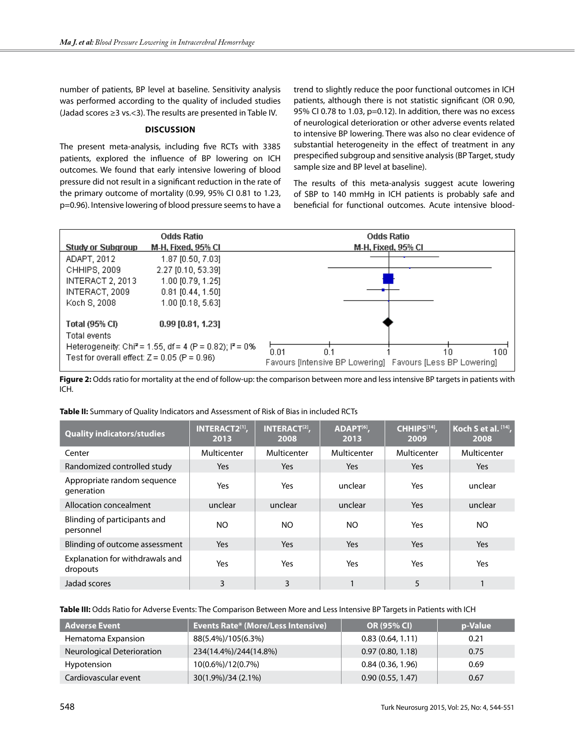number of patients, BP level at baseline. Sensitivity analysis was performed according to the quality of included studies (Jadad scores ≥3 vs.<3). The results are presented in Table IV.

## DISCUSSION

The present meta-analysis, including five RCTs with 3385 patients, explored the influence of BP lowering on ICH outcomes. We found that early intensive lowering of blood pressure did not result in a significant reduction in the rate of the primary outcome of mortality (0.99, 95% CI 0.81 to 1.23, p=0.96). Intensive lowering of blood pressure seems to have a trend to slightly reduce the poor functional outcomes in ICH patients, although there is not statistic significant (OR 0.90, 95% CI 0.78 to 1.03, p=0.12). In addition, there was no excess of neurological deterioration or other adverse events related to intensive BP lowering. There was also no clear evidence of substantial heterogeneity in the effect of treatment in any prespecified subgroup and sensitive analysis (BP Target, study sample size and BP level at baseline).

The results of this meta-analysis suggest acute lowering of SBP to 140 mmHg in ICH patients is probably safe and beneficial for functional outcomes. Acute intensive blood-

| Study or Subgroup | Odds Ratio M-H, Fixed, 95% CI |
|---|---|
| ADAPT, 2012 | 1.87 [0.50, 7.03] |
| CHHIPS, 2009 | 2.27 [0.10, 53.39] |
| INTERACT 2, 2013 | 1.00 [0.79, 1.25] |
| INTERACT, 2009 | 0.81 [0.44, 1.50] |
| Koch S, 2008 | 1.00 [0.18, 5.63] |
| **Total (95% CI)** | **0.99 [0.81, 1.23]** |
| Total events | |

Heterogeneity: $Chi^2 = 1.55$, df = 4 (P = 0.82); $I^2 = 0\%$
Test for overall effect: Z = 0.05 (P = 0.96)

0.01 0.1 1 10 100
Favours [Intensive BP Lowering] Favours [Less BP Lowering]

**Figure 2:** Odds ratio for mortality at the end of follow-up: the comparison between more and less intensive BP targets in patients with ICH.

**Table II:** Summary of Quality Indicators and Assessment of Risk of Bias in included RCTs

| Quality indicators/studies | INTERACT2[1], 2013 | INTERACT[2], 2008 | ADAPT[6], 2013 | CHHIPS[14], 2009 | Koch S et al. [14], 2008 |
|---|---|---|---|---|---|
| Center | Multicenter | Multicenter | Multicenter | Multicenter | Multicenter |
| Randomized controlled study | Yes | Yes | Yes | Yes | Yes |
| Appropriate random sequence generation | Yes | Yes | unclear | Yes | unclear |
| Allocation concealment | unclear | unclear | unclear | Yes | unclear |
| Blinding of participants and personnel | NO | NO | NO | Yes | NO |
| Blinding of outcome assessment | Yes | Yes | Yes | Yes | Yes |
| Explanation for withdrawals and dropouts | Yes | Yes | Yes | Yes | Yes |
| Jadad scores | 3 | 3 | 1 | 5 | 1 |

**Table III:** Odds Ratio for Adverse Events: The Comparison Between More and Less Intensive BP Targets in Patients with ICH

| Adverse Event | Events Rate* (More/Less Intensive) | OR (95% CI) | p-Value |
|---|---|---|---|
| Hematoma Expansion | 88(5.4%)/105(6.3%) | 0.83 (0.64, 1.11) | 0.21 |
| Neurological Deterioration | 234(14.4%)/244(14.8%) | 0.97 (0.80, 1.18) | 0.75 |
| Hypotension | 10(0.6%)/12(0.7%) | 0.84 (0.36, 1.96) | 0.69 |
| Cardiovascular event | 30(1.9%)/34 (2.1%) | 0.90 (0.55, 1.47) | 0.67 |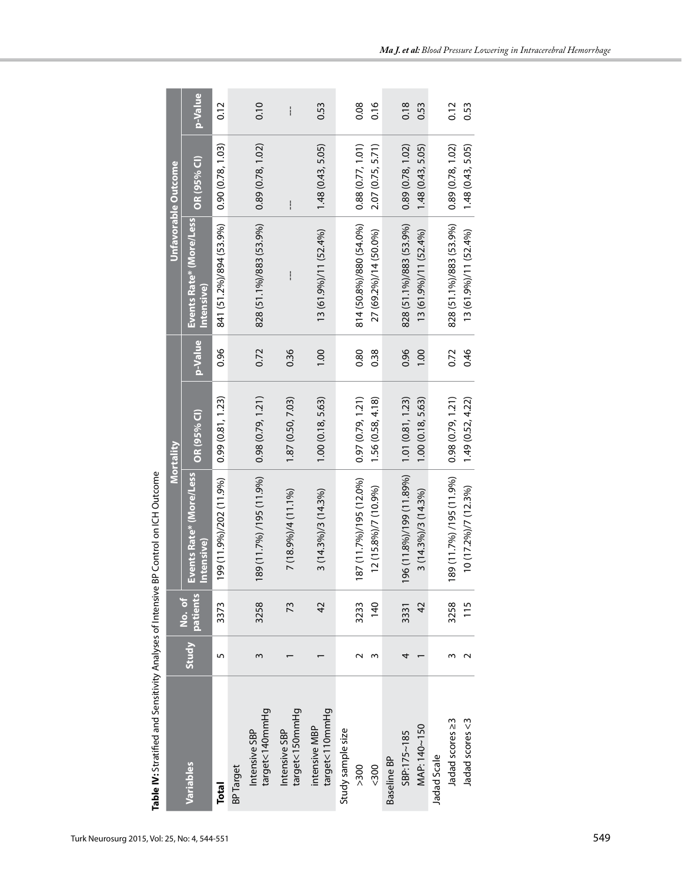**Table IV:** Stratified and Sensitivity Analyses of Intensive BP Control on ICH Outcome

| Variables | Study | No. of patients | Mortality | | | Unfavorable Outcome | | |
|---|---|---|---|---|---|---|---|---|
| | | | Events Rate* (More/Less Intensive) | OR (95% CI) | p-Value | Events Rate* (More/Less Intensive) | OR (95% CI) | p-Value |
| **Total** | 5 | 3373 | 199 (11.9%)/202 (11.9%) | 0.99 (0.81, 1.23) | 0.96 | 841 (51.2%)/894 (53.9%) | 0.90 (0.78, 1.03) | 0.12 |
| BP Target | | | | | | | | |
| Intensive SBP target<140mmHg | 3 | 3258 | 189 (11.7%) /195 (11.9%) | 0.98 (0.79, 1.21) | 0.72 | 828 (51.1%)/883 (53.9%) | 0.89 (0.78, 1.02) | 0.10 |
| Intensive SBP target<150mmHg | 1 | 73 | 7 (18.9%)/4 (11.1%) | 1.87 (0.50, 7.03) | 0.36 | --- | --- | --- |
| intensive MBP target<110mmHg | 1 | 42 | 3 (14.3%)/3 (14.3%) | 1.00 (0.18, 5.63) | 1.00 | 13 (61.9%)/11 (52.4%) | 1.48 (0.43, 5.05) | 0.53 |
| Study sample size | | | | | | | | |
| >300 | 2 | 3233 | 187 (11.7%)/195 (12.0%) | 0.97 (0.79, 1.21) | 0.80 | 814 (50.8%)/880 (54.0%) | 0.88 (0.77, 1.01) | 0.08 |
| <300 | 3 | 140 | 12 (15.8%)/7 (10.9%) | 1.56 (0.58, 4.18) | 0.38 | 27 (69.2%)/14 (50.0%) | 2.07 (0.75, 5.71) | 0.16 |
| Baseline BP | | | | | | | | |
| SBP:175~185 | 4 | 3331 | 196 (11.8%)/199 (11.89%) | 1.01 (0.81, 1.23) | 0.96 | 828 (51.1%)/883 (53.9%) | 0.89 (0.78, 1.02) | 0.18 |
| MAP: 140~150 | 1 | 42 | 3 (14.3%)/3 (14.3%) | 1.00 (0.18, 5.63) | 1.00 | 13 (61.9%)/11 (52.4%) | 1.48 (0.43, 5.05) | 0.53 |
| Jadad Scale | | | | | | | | |
| Jadad scores ≥3 | 3 | 3258 | 189 (11.7%) /195 (11.9%) | 0.98 (0.79, 1.21) | 0.72 | 828 (51.1%)/883 (53.9%) | 0.89 (0.78, 1.02) | 0.12 |
| Jadad scores <3 | 2 | 115 | 10 (17.2%)/7 (12.3%) | 1.49 (0.52, 4.22) | 0.46 | 13 (61.9%)/11 (52.4%) | 1.48 (0.43, 5.05) | 0.53 |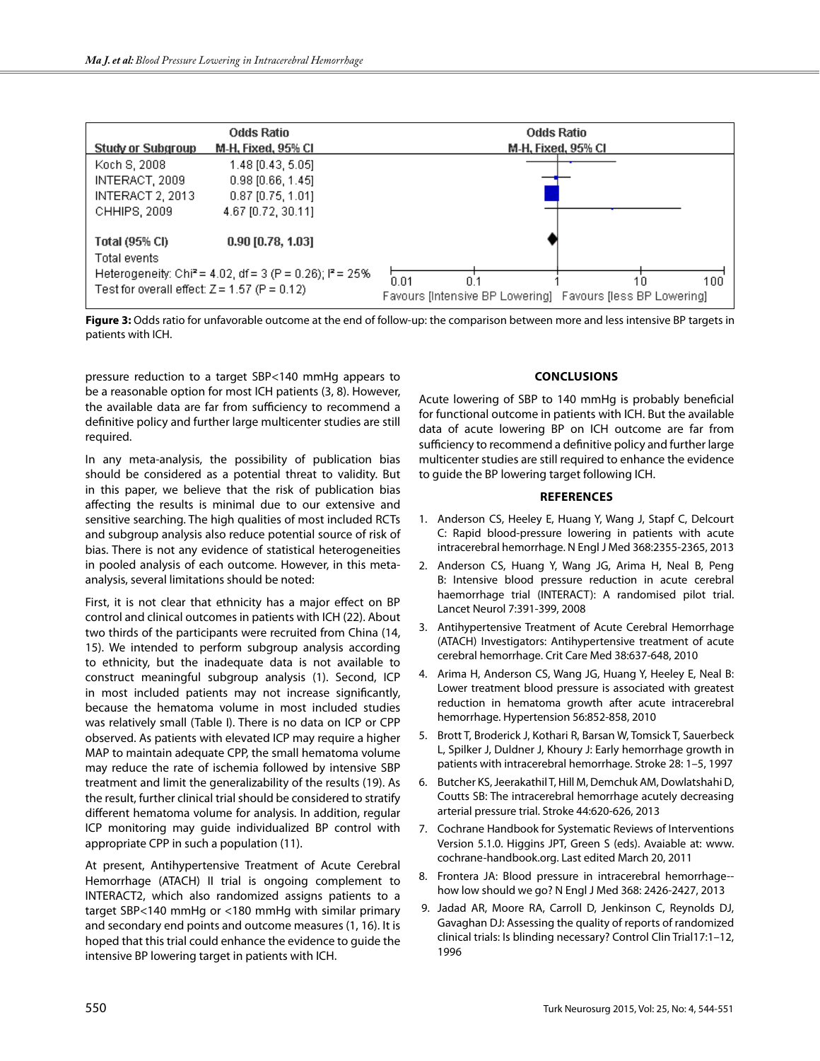| Study or Subgroup | Odds Ratio M-H, Fixed, 95% CI |
|---|---|
| Koch S, 2008 | 1.48 [0.43, 5.05] |
| INTERACT, 2009 | 0.98 [0.66, 1.45] |
| INTERACT 2, 2013 | 0.87 [0.75, 1.01] |
| CHHIPS, 2009 | 4.67 [0.72, 30.11] |
| **Total (95% CI)** | **0.90 [0.78, 1.03]** |
| Total events | |

Heterogeneity: $Chi^2 = 4.02$, df = 3 (P = 0.26); $I^2 = 25\%$

Test for overall effect: Z = 1.57 (P = 0.12)

Favours [Intensive BP Lowering] Favours [less BP Lowering]

**Figure 3:** Odds ratio for unfavorable outcome at the end of follow-up: the comparison between more and less intensive BP targets in patients with ICH.

pressure reduction to a target SBP<140 mmHg appears to be a reasonable option for most ICH patients (3, 8). However, the available data are far from sufficiency to recommend a definitive policy and further large multicenter studies are still required.

In any meta-analysis, the possibility of publication bias should be considered as a potential threat to validity. But in this paper, we believe that the risk of publication bias affecting the results is minimal due to our extensive and sensitive searching. The high qualities of most included RCTs and subgroup analysis also reduce potential source of risk of bias. There is not any evidence of statistical heterogeneities in pooled analysis of each outcome. However, in this meta-analysis, several limitations should be noted:

First, it is not clear that ethnicity has a major effect on BP control and clinical outcomes in patients with ICH (22). About two thirds of the participants were recruited from China (14, 15). We intended to perform subgroup analysis according to ethnicity, but the inadequate data is not available to construct meaningful subgroup analysis (1). Second, ICP in most included patients may not increase significantly, because the hematoma volume in most included studies was relatively small (Table I). There is no data on ICP or CPP observed. As patients with elevated ICP may require a higher MAP to maintain adequate CPP, the small hematoma volume may reduce the rate of ischemia followed by intensive SBP treatment and limit the generalizability of the results (19). As the result, further clinical trial should be considered to stratify different hematoma volume for analysis. In addition, regular ICP monitoring may guide individualized BP control with appropriate CPP in such a population (11).

At present, Antihypertensive Treatment of Acute Cerebral Hemorrhage (ATACH) II trial is ongoing complement to INTERACT2, which also randomized assigns patients to a target SBP<140 mmHg or <180 mmHg with similar primary and secondary end points and outcome measures (1, 16). It is hoped that this trial could enhance the evidence to guide the intensive BP lowering target in patients with ICH.

## CONCLUSIONS

Acute lowering of SBP to 140 mmHg is probably beneficial for functional outcome in patients with ICH. But the available data of acute lowering BP on ICH outcome are far from sufficiency to recommend a definitive policy and further large multicenter studies are still required to enhance the evidence to guide the BP lowering target following ICH.

## REFERENCES

1. Anderson CS, Heeley E, Huang Y, Wang J, Stapf C, Delcourt C: Rapid blood-pressure lowering in patients with acute intracerebral hemorrhage. N Engl J Med 368:2355-2365, 2013
2. Anderson CS, Huang Y, Wang JG, Arima H, Neal B, Peng B: Intensive blood pressure reduction in acute cerebral haemorrhage trial (INTERACT): A randomised pilot trial. Lancet Neurol 7:391-399, 2008
3. Antihypertensive Treatment of Acute Cerebral Hemorrhage (ATACH) Investigators: Antihypertensive treatment of acute cerebral hemorrhage. Crit Care Med 38:637-648, 2010
4. Arima H, Anderson CS, Wang JG, Huang Y, Heeley E, Neal B: Lower treatment blood pressure is associated with greatest reduction in hematoma growth after acute intracerebral hemorrhage. Hypertension 56:852-858, 2010
5. Brott T, Broderick J, Kothari R, Barsan W, Tomsick T, Sauerbeck L, Spilker J, Duldner J, Khoury J: Early hemorrhage growth in patients with intracerebral hemorrhage. Stroke 28: 1–5, 1997
6. Butcher KS, Jeerakathil T, Hill M, Demchuk AM, Dowlatshahi D, Coutts SB: The intracerebral hemorrhage acutely decreasing arterial pressure trial. Stroke 44:620-626, 2013
7. Cochrane Handbook for Systematic Reviews of Interventions Version 5.1.0. Higgins JPT, Green S (eds). Avaiable at: www.cochrane-handbook.org. Last edited March 20, 2011
8. Frontera JA: Blood pressure in intracerebral hemorrhage--how low should we go? N Engl J Med 368: 2426-2427, 2013
9. Jadad AR, Moore RA, Carroll D, Jenkinson C, Reynolds DJ, Gavaghan DJ: Assessing the quality of reports of randomized clinical trials: Is blinding necessary? Control Clin Trial17:1–12, 1996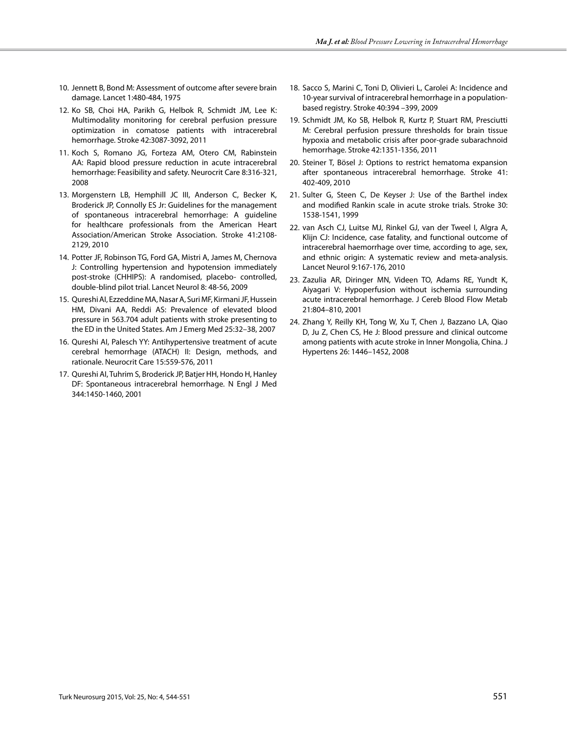10. Jennett B, Bond M: Assessment of outcome after severe brain damage. Lancet 1:480-484, 1975

12. Ko SB, Choi HA, Parikh G, Helbok R, Schmidt JM, Lee K: Multimodality monitoring for cerebral perfusion pressure optimization in comatose patients with intracerebral hemorrhage. Stroke 42:3087-3092, 2011

11. Koch S, Romano JG, Forteza AM, Otero CM, Rabinstein AA: Rapid blood pressure reduction in acute intracerebral hemorrhage: Feasibility and safety. Neurocrit Care 8:316-321, 2008

13. Morgenstern LB, Hemphill JC III, Anderson C, Becker K, Broderick JP, Connolly ES Jr: Guidelines for the management of spontaneous intracerebral hemorrhage: A guideline for healthcare professionals from the American Heart Association/American Stroke Association. Stroke 41:2108-2129, 2010

14. Potter JF, Robinson TG, Ford GA, Mistri A, James M, Chernova J: Controlling hypertension and hypotension immediately post-stroke (CHHIPS): A randomised, placebo- controlled, double-blind pilot trial. Lancet Neurol 8: 48-56, 2009

15. Qureshi AI, Ezzeddine MA, Nasar A, Suri MF, Kirmani JF, Hussein HM, Divani AA, Reddi AS: Prevalence of elevated blood pressure in 563.704 adult patients with stroke presenting to the ED in the United States. Am J Emerg Med 25:32–38, 2007

16. Qureshi AI, Palesch YY: Antihypertensive treatment of acute cerebral hemorrhage (ATACH) II: Design, methods, and rationale. Neurocrit Care 15:559-576, 2011

17. Qureshi AI, Tuhrim S, Broderick JP, Batjer HH, Hondo H, Hanley DF: Spontaneous intracerebral hemorrhage. N Engl J Med 344:1450-1460, 2001

18. Sacco S, Marini C, Toni D, Olivieri L, Carolei A: Incidence and 10-year survival of intracerebral hemorrhage in a population-based registry. Stroke 40:394 –399, 2009

19. Schmidt JM, Ko SB, Helbok R, Kurtz P, Stuart RM, Presciutti M: Cerebral perfusion pressure thresholds for brain tissue hypoxia and metabolic crisis after poor-grade subarachnoid hemorrhage. Stroke 42:1351-1356, 2011

20. Steiner T, Bösel J: Options to restrict hematoma expansion after spontaneous intracerebral hemorrhage. Stroke 41: 402-409, 2010

21. Sulter G, Steen C, De Keyser J: Use of the Barthel index and modified Rankin scale in acute stroke trials. Stroke 30: 1538-1541, 1999

22. van Asch CJ, Luitse MJ, Rinkel GJ, van der Tweel I, Algra A, Klijn CJ: Incidence, case fatality, and functional outcome of intracerebral haemorrhage over time, according to age, sex, and ethnic origin: A systematic review and meta-analysis. Lancet Neurol 9:167-176, 2010

23. Zazulia AR, Diringer MN, Videen TO, Adams RE, Yundt K, Aiyagari V: Hypoperfusion without ischemia surrounding acute intracerebral hemorrhage. J Cereb Blood Flow Metab 21:804–810, 2001

24. Zhang Y, Reilly KH, Tong W, Xu T, Chen J, Bazzano LA, Qiao D, Ju Z, Chen CS, He J: Blood pressure and clinical outcome among patients with acute stroke in Inner Mongolia, China. J Hypertens 26: 1446–1452, 2008